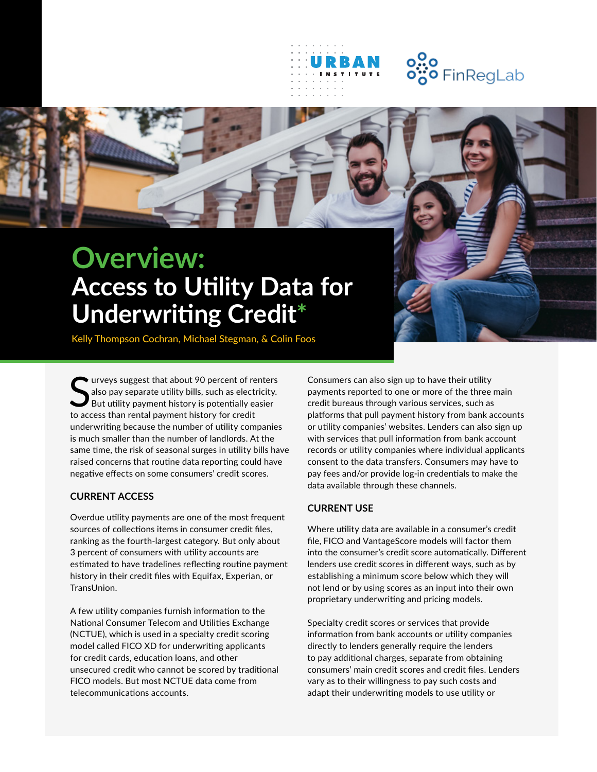# Overview: Access to Utility Data for Underwriting Credit*

Kelly Thompson Cochran, Michael Stegman, & Colin Foos

Surveys suggest that about 90 percent of renters also pay separate utility bills, such as electricity. But utility payment history is potentially easier to access than rental payment history for credit underwriting because the number of utility companies is much smaller than the number of landlords. At the same time, the risk of seasonal surges in utility bills have raised concerns that routine data reporting could have negative effects on some consumers' credit scores.

## CURRENT ACCESS

Overdue utility payments are one of the most frequent sources of collections items in consumer credit files, ranking as the fourth-largest category. But only about 3 percent of consumers with utility accounts are estimated to have tradelines reflecting routine payment history in their credit files with Equifax, Experian, or TransUnion.

A few utility companies furnish information to the National Consumer Telecom and Utilities Exchange (NCTUE), which is used in a specialty credit scoring model called FICO XD for underwriting applicants for credit cards, education loans, and other unsecured credit who cannot be scored by traditional FICO models. But most NCTUE data come from telecommunications accounts.

Consumers can also sign up to have their utility payments reported to one or more of the three main credit bureaus through various services, such as platforms that pull payment history from bank accounts or utility companies' websites. Lenders can also sign up with services that pull information from bank account records or utility companies where individual applicants consent to the data transfers. Consumers may have to pay fees and/or provide log-in credentials to make the data available through these channels.

## CURRENT USE

Where utility data are available in a consumer's credit file, FICO and VantageScore models will factor them into the consumer's credit score automatically. Different lenders use credit scores in different ways, such as by establishing a minimum score below which they will not lend or by using scores as an input into their own proprietary underwriting and pricing models.

Specialty credit scores or services that provide information from bank accounts or utility companies directly to lenders generally require the lenders to pay additional charges, separate from obtaining consumers' main credit scores and credit files. Lenders vary as to their willingness to pay such costs and adapt their underwriting models to use utility or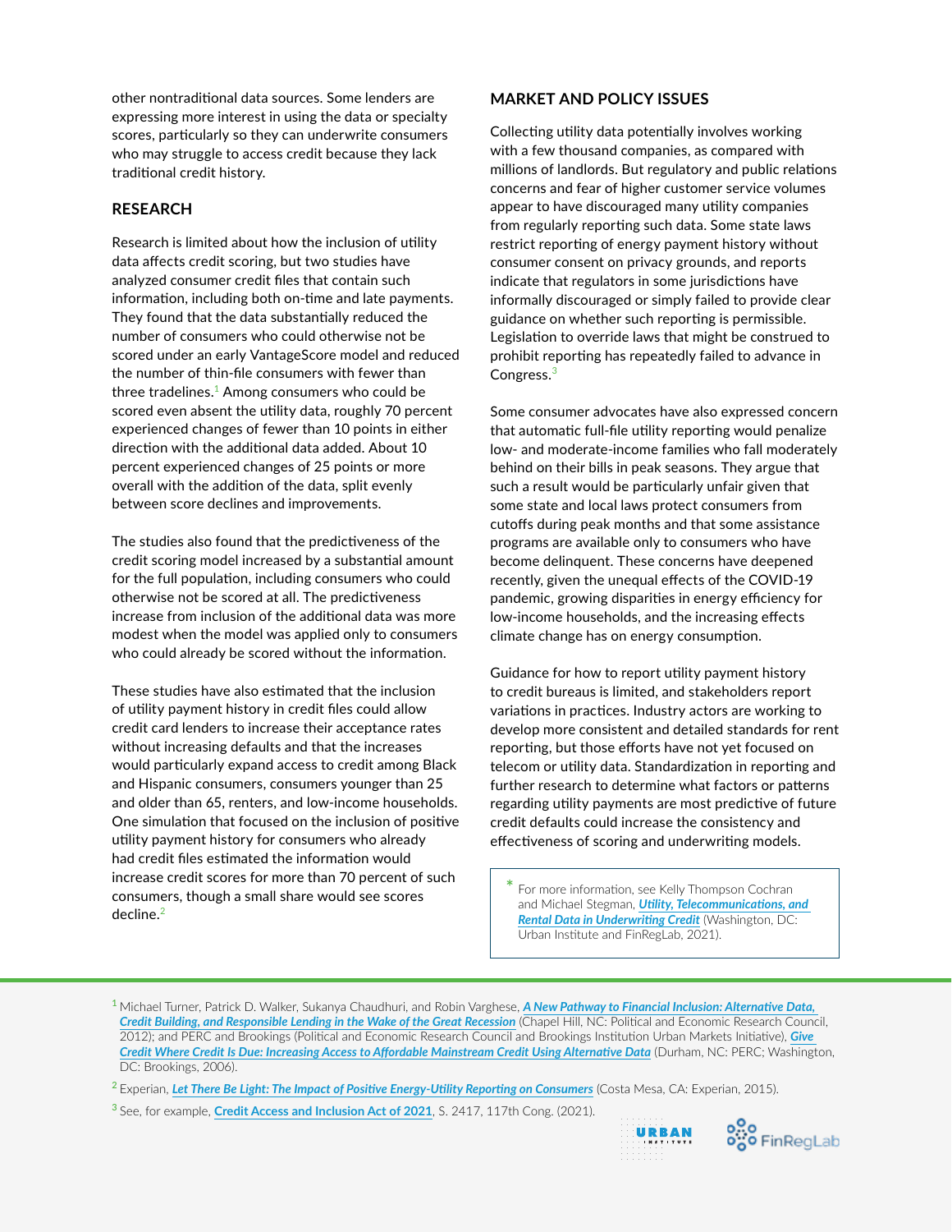other nontraditional data sources. Some lenders are expressing more interest in using the data or specialty scores, particularly so they can underwrite consumers who may struggle to access credit because they lack traditional credit history.

## RESEARCH

Research is limited about how the inclusion of utility data affects credit scoring, but two studies have analyzed consumer credit files that contain such information, including both on-time and late payments. They found that the data substantially reduced the number of consumers who could otherwise not be scored under an early VantageScore model and reduced the number of thin-file consumers with fewer than three tradelines.[1] Among consumers who could be scored even absent the utility data, roughly 70 percent experienced changes of fewer than 10 points in either direction with the additional data added. About 10 percent experienced changes of 25 points or more overall with the addition of the data, split evenly between score declines and improvements.

The studies also found that the predictiveness of the credit scoring model increased by a substantial amount for the full population, including consumers who could otherwise not be scored at all. The predictiveness increase from inclusion of the additional data was more modest when the model was applied only to consumers who could already be scored without the information.

These studies have also estimated that the inclusion of utility payment history in credit files could allow credit card lenders to increase their acceptance rates without increasing defaults and that the increases would particularly expand access to credit among Black and Hispanic consumers, consumers younger than 25 and older than 65, renters, and low-income households. One simulation that focused on the inclusion of positive utility payment history for consumers who already had credit files estimated the information would increase credit scores for more than 70 percent of such consumers, though a small share would see scores decline.[2]

## MARKET AND POLICY ISSUES

Collecting utility data potentially involves working with a few thousand companies, as compared with millions of landlords. But regulatory and public relations concerns and fear of higher customer service volumes appear to have discouraged many utility companies from regularly reporting such data. Some state laws restrict reporting of energy payment history without consumer consent on privacy grounds, and reports indicate that regulators in some jurisdictions have informally discouraged or simply failed to provide clear guidance on whether such reporting is permissible. Legislation to override laws that might be construed to prohibit reporting has repeatedly failed to advance in Congress.[3]

Some consumer advocates have also expressed concern that automatic full-file utility reporting would penalize low- and moderate-income families who fall moderately behind on their bills in peak seasons. They argue that such a result would be particularly unfair given that some state and local laws protect consumers from cutoffs during peak months and that some assistance programs are available only to consumers who have become delinquent. These concerns have deepened recently, given the unequal effects of the COVID-19 pandemic, growing disparities in energy efficiency for low-income households, and the increasing effects climate change has on energy consumption.

Guidance for how to report utility payment history to credit bureaus is limited, and stakeholders report variations in practices. Industry actors are working to develop more consistent and detailed standards for rent reporting, but those efforts have not yet focused on telecom or utility data. Standardization in reporting and further research to determine what factors or patterns regarding utility payments are most predictive of future credit defaults could increase the consistency and effectiveness of scoring and underwriting models.

> * For more information, see Kelly Thompson Cochran and Michael Stegman, ***Utility, Telecommunications, and Rental Data in Underwriting Credit*** (Washington, DC: Urban Institute and FinRegLab, 2021).

---

[1] Michael Turner, Patrick D. Walker, Sukanya Chaudhuri, and Robin Varghese, ***A New Pathway to Financial Inclusion: Alternative Data, Credit Building, and Responsible Lending in the Wake of the Great Recession*** (Chapel Hill, NC: Political and Economic Research Council, 2012); and PERC and Brookings (Political and Economic Research Council and Brookings Institution Urban Markets Initiative), ***Give Credit Where Credit Is Due: Increasing Access to Affordable Mainstream Credit Using Alternative Data*** (Durham, NC: PERC; Washington, DC: Brookings, 2006).

[2] Experian, ***Let There Be Light: The Impact of Positive Energy-Utility Reporting on Consumers*** (Costa Mesa, CA: Experian, 2015).

[3] See, for example, **Credit Access and Inclusion Act of 2021**, S. 2417, 117th Cong. (2021).